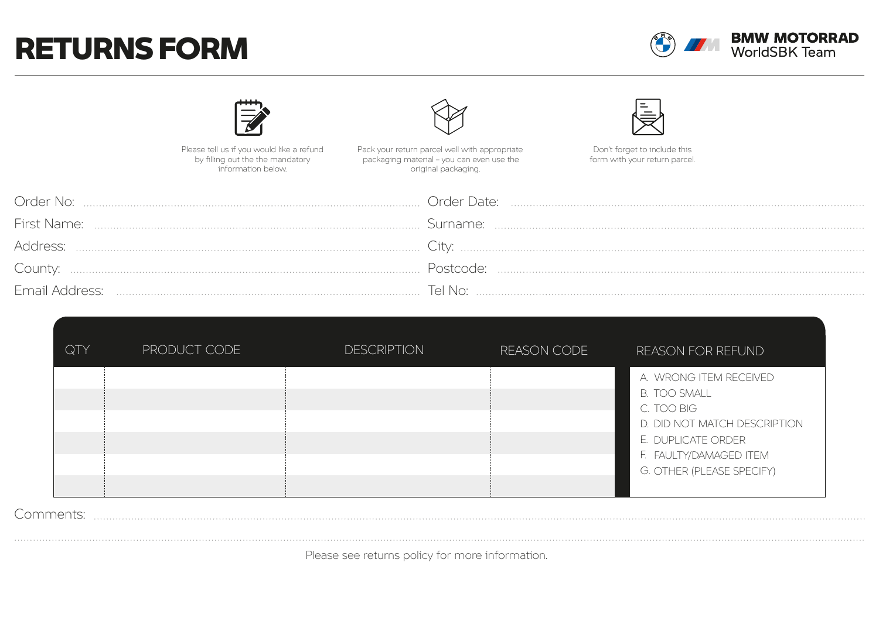# RETURNS FORM

BMW MOTORRAD
WorldSBK Team

Please tell us if you would like a refund by filling out the the mandatory information below.

Pack your return parcel well with appropriate packaging material – you can even use the original packaging.

Don't forget to include this form with your return parcel.

Order No: ..................................................... Order Date: .....................................................

First Name: ..................................................... Surname: .....................................................

Address: ..................................................... City: .....................................................

County: ..................................................... Postcode: .....................................................

Email Address: ..................................................... Tel No: .....................................................

| QTY | PRODUCT CODE | DESCRIPTION | REASON CODE |
|---|---|---|---|
| | | | |
| | | | |
| | | | |
| | | | |
| | | | |
| | | | |

REASON FOR REFUND

A. WRONG ITEM RECEIVED
B. TOO SMALL
C. TOO BIG
D. DID NOT MATCH DESCRIPTION
E. DUPLICATE ORDER
F. FAULTY/DAMAGED ITEM
G. OTHER (PLEASE SPECIFY)

Comments: .....................................................

Please see returns policy for more information.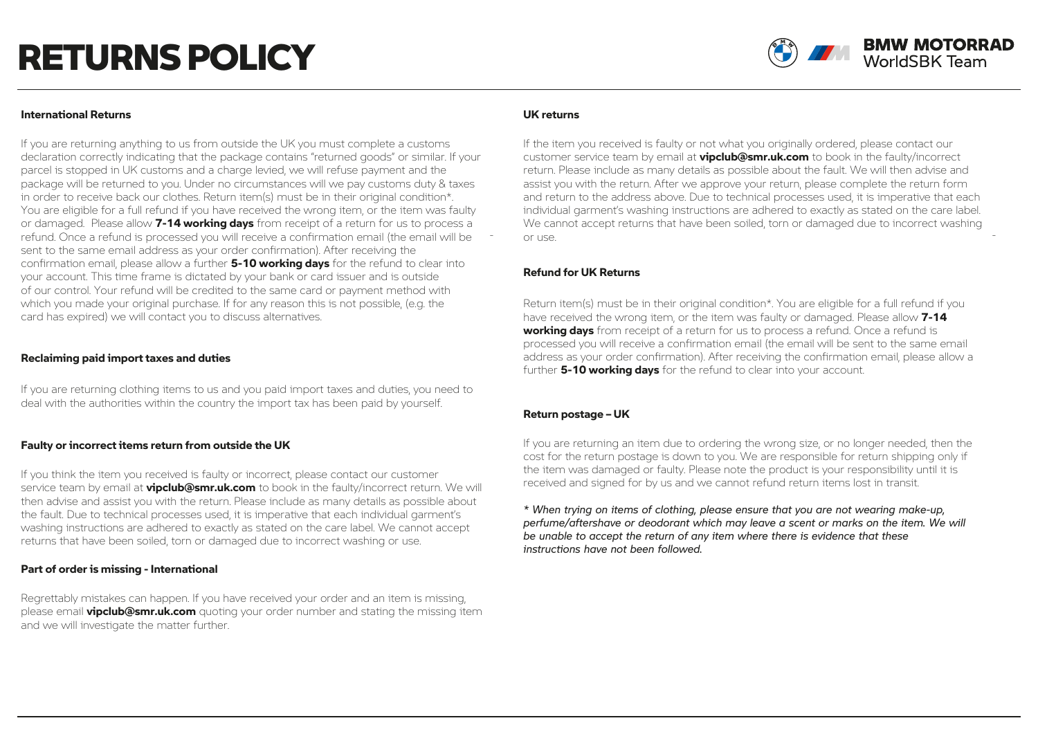# RETURNS POLICY

BMW MOTORRAD WorldSBK Team

**International Returns**

If you are returning anything to us from outside the UK you must complete a customs declaration correctly indicating that the package contains "returned goods" or similar. If your parcel is stopped in UK customs and a charge levied, we will refuse payment and the package will be returned to you. Under no circumstances will we pay customs duty & taxes in order to receive back our clothes. Return item(s) must be in their original condition*. You are eligible for a full refund if you have received the wrong item, or the item was faulty or damaged. Please allow **7-14 working days** from receipt of a return for us to process a refund. Once a refund is processed you will receive a confirmation email (the email will be sent to the same email address as your order confirmation). After receiving the confirmation email, please allow a further **5-10 working days** for the refund to clear into your account. This time frame is dictated by your bank or card issuer and is outside of our control. Your refund will be credited to the same card or payment method with which you made your original purchase. If for any reason this is not possible, (e.g. the card has expired) we will contact you to discuss alternatives.

**Reclaiming paid import taxes and duties**

If you are returning clothing items to us and you paid import taxes and duties, you need to deal with the authorities within the country the import tax has been paid by yourself.

**Faulty or incorrect items return from outside the UK**

If you think the item you received is faulty or incorrect, please contact our customer service team by email at **vipclub@smr.uk.com** to book in the faulty/incorrect return. We will then advise and assist you with the return. Please include as many details as possible about the fault. Due to technical processes used, it is imperative that each individual garment's washing instructions are adhered to exactly as stated on the care label. We cannot accept returns that have been soiled, torn or damaged due to incorrect washing or use.

**Part of order is missing - International**

Regrettably mistakes can happen. If you have received your order and an item is missing, please email **vipclub@smr.uk.com** quoting your order number and stating the missing item and we will investigate the matter further.

**UK returns**

If the item you received is faulty or not what you originally ordered, please contact our customer service team by email at **vipclub@smr.uk.com** to book in the faulty/incorrect return. Please include as many details as possible about the fault. We will then advise and assist you with the return. After we approve your return, please complete the return form and return to the address above. Due to technical processes used, it is imperative that each individual garment's washing instructions are adhered to exactly as stated on the care label. We cannot accept returns that have been soiled, torn or damaged due to incorrect washing or use.

**Refund for UK Returns**

Return item(s) must be in their original condition*. You are eligible for a full refund if you have received the wrong item, or the item was faulty or damaged. Please allow **7-14 working days** from receipt of a return for us to process a refund. Once a refund is processed you will receive a confirmation email (the email will be sent to the same email address as your order confirmation). After receiving the confirmation email, please allow a further **5-10 working days** for the refund to clear into your account.

**Return postage – UK**

If you are returning an item due to ordering the wrong size, or no longer needed, then the cost for the return postage is down to you. We are responsible for return shipping only if the item was damaged or faulty. Please note the product is your responsibility until it is received and signed for by us and we cannot refund return items lost in transit.

*\* When trying on items of clothing, please ensure that you are not wearing make-up, perfume/aftershave or deodorant which may leave a scent or marks on the item. We will be unable to accept the return of any item where there is evidence that these instructions have not been followed.*